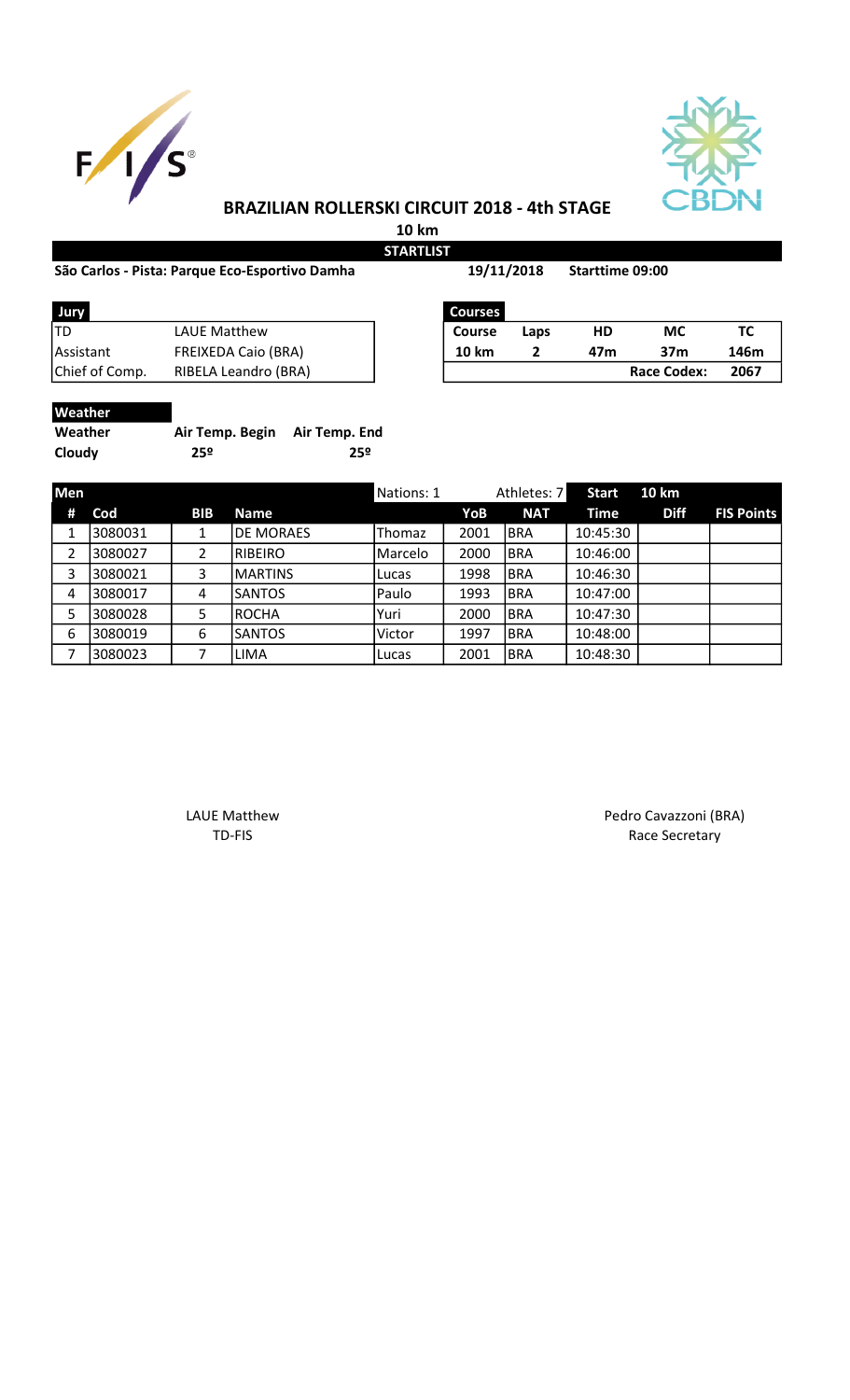# BRAZILIAN ROLLERSKI CIRCUIT 2018 - 4th STAGE

**10 km**

**STARTLIST**

**São Carlos - Pista: Parque Eco-Esportivo Damha** **19/11/2018** **Starttime 09:00**

| Jury | |
|---|---|
| TD | LAUE Matthew |
| Assistant | FREIXEDA Caio (BRA) |
| Chief of Comp. | RIBELA Leandro (BRA) |

| Courses | | | | |
|---|---|---|---|---|
| **Course** | **Laps** | **HD** | **MC** | **TC** |
| **10 km** | **2** | **47m** | **37m** | **146m** |
| | | | **Race Codex:** | **2067** |

**Weather**

| Weather | Air Temp. Begin | Air Temp. End |
|---|---|---|
| **Cloudy** | **25º** | **25º** |

**Men** — Nations: 1 — Athletes: 7

| # | Cod | BIB | Name | | YoB | NAT | Start Time | 10 km Diff | FIS Points |
|---|---|---|---|---|---|---|---|---|---|
| 1 | 3080031 | 1 | DE MORAES | Thomaz | 2001 | BRA | 10:45:30 | | |
| 2 | 3080027 | 2 | RIBEIRO | Marcelo | 2000 | BRA | 10:46:00 | | |
| 3 | 3080021 | 3 | MARTINS | Lucas | 1998 | BRA | 10:46:30 | | |
| 4 | 3080017 | 4 | SANTOS | Paulo | 1993 | BRA | 10:47:00 | | |
| 5 | 3080028 | 5 | ROCHA | Yuri | 2000 | BRA | 10:47:30 | | |
| 6 | 3080019 | 6 | SANTOS | Victor | 1997 | BRA | 10:48:00 | | |
| 7 | 3080023 | 7 | LIMA | Lucas | 2001 | BRA | 10:48:30 | | |

LAUE Matthew
TD-FIS

Pedro Cavazzoni (BRA)
Race Secretary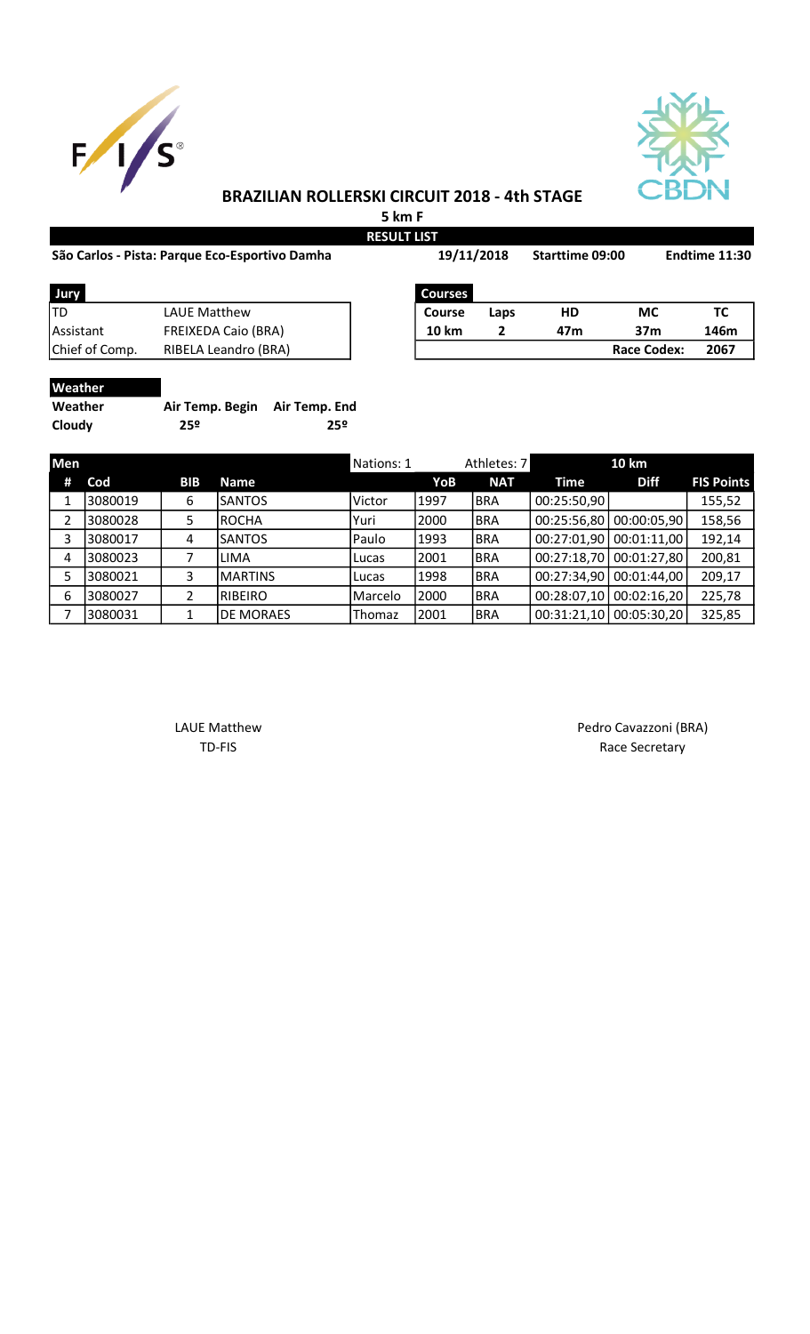## BRAZILIAN ROLLERSKI CIRCUIT 2018 - 4th STAGE

**5 km F**

**RESULT LIST**

**São Carlos - Pista: Parque Eco-Esportivo Damha** | **19/11/2018** | **Starttime 09:00** | **Endtime 11:30**

| Jury | |
|---|---|
| TD | LAUE Matthew |
| Assistant | FREIXEDA Caio (BRA) |
| Chief of Comp. | RIBELA Leandro (BRA) |

| Courses | | | | |
|---|---|---|---|---|
| Course | Laps | HD | MC | TC |
| 10 km | 2 | 47m | 37m | 146m |
| | | | Race Codex: | 2067 |

**Weather**

| Weather | Air Temp. Begin | Air Temp. End |
|---|---|---|
| Cloudy | 25º | 25º |

| Men | | | | Nations: 1 | | Athletes: 7 | 10 km | | |
|---|---|---|---|---|---|---|---|---|---|
| # | Cod | BIB | Name | | YoB | NAT | Time | Diff | FIS Points |
| 1 | 3080019 | 6 | SANTOS | Victor | 1997 | BRA | 00:25:50,90 | | 155,52 |
| 2 | 3080028 | 5 | ROCHA | Yuri | 2000 | BRA | 00:25:56,80 | 00:00:05,90 | 158,56 |
| 3 | 3080017 | 4 | SANTOS | Paulo | 1993 | BRA | 00:27:01,90 | 00:01:11,00 | 192,14 |
| 4 | 3080023 | 7 | LIMA | Lucas | 2001 | BRA | 00:27:18,70 | 00:01:27,80 | 200,81 |
| 5 | 3080021 | 3 | MARTINS | Lucas | 1998 | BRA | 00:27:34,90 | 00:01:44,00 | 209,17 |
| 6 | 3080027 | 2 | RIBEIRO | Marcelo | 2000 | BRA | 00:28:07,10 | 00:02:16,20 | 225,78 |
| 7 | 3080031 | 1 | DE MORAES | Thomaz | 2001 | BRA | 00:31:21,10 | 00:05:30,20 | 325,85 |

LAUE Matthew
TD-FIS

Pedro Cavazzoni (BRA)
Race Secretary